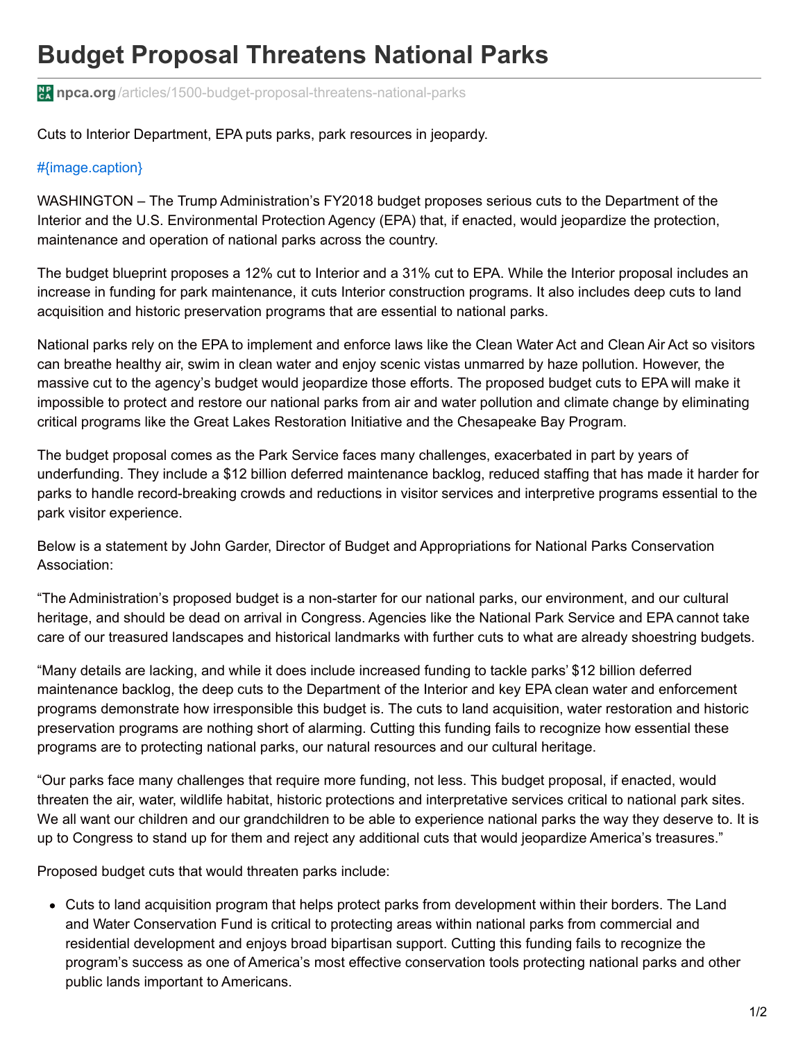# Budget Proposal Threatens National Parks

npca.org/articles/1500-budget-proposal-threatens-national-parks

Cuts to Interior Department, EPA puts parks, park resources in jeopardy.

#{image.caption}

WASHINGTON – The Trump Administration's FY2018 budget proposes serious cuts to the Department of the Interior and the U.S. Environmental Protection Agency (EPA) that, if enacted, would jeopardize the protection, maintenance and operation of national parks across the country.

The budget blueprint proposes a 12% cut to Interior and a 31% cut to EPA. While the Interior proposal includes an increase in funding for park maintenance, it cuts Interior construction programs. It also includes deep cuts to land acquisition and historic preservation programs that are essential to national parks.

National parks rely on the EPA to implement and enforce laws like the Clean Water Act and Clean Air Act so visitors can breathe healthy air, swim in clean water and enjoy scenic vistas unmarred by haze pollution. However, the massive cut to the agency's budget would jeopardize those efforts. The proposed budget cuts to EPA will make it impossible to protect and restore our national parks from air and water pollution and climate change by eliminating critical programs like the Great Lakes Restoration Initiative and the Chesapeake Bay Program.

The budget proposal comes as the Park Service faces many challenges, exacerbated in part by years of underfunding. They include a $12 billion deferred maintenance backlog, reduced staffing that has made it harder for parks to handle record-breaking crowds and reductions in visitor services and interpretive programs essential to the park visitor experience.

Below is a statement by John Garder, Director of Budget and Appropriations for National Parks Conservation Association:

"The Administration's proposed budget is a non-starter for our national parks, our environment, and our cultural heritage, and should be dead on arrival in Congress. Agencies like the National Park Service and EPA cannot take care of our treasured landscapes and historical landmarks with further cuts to what are already shoestring budgets.

"Many details are lacking, and while it does include increased funding to tackle parks' $12 billion deferred maintenance backlog, the deep cuts to the Department of the Interior and key EPA clean water and enforcement programs demonstrate how irresponsible this budget is. The cuts to land acquisition, water restoration and historic preservation programs are nothing short of alarming. Cutting this funding fails to recognize how essential these programs are to protecting national parks, our natural resources and our cultural heritage.

"Our parks face many challenges that require more funding, not less. This budget proposal, if enacted, would threaten the air, water, wildlife habitat, historic protections and interpretative services critical to national park sites. We all want our children and our grandchildren to be able to experience national parks the way they deserve to. It is up to Congress to stand up for them and reject any additional cuts that would jeopardize America's treasures."

Proposed budget cuts that would threaten parks include:

- Cuts to land acquisition program that helps protect parks from development within their borders. The Land and Water Conservation Fund is critical to protecting areas within national parks from commercial and residential development and enjoys broad bipartisan support. Cutting this funding fails to recognize the program's success as one of America's most effective conservation tools protecting national parks and other public lands important to Americans.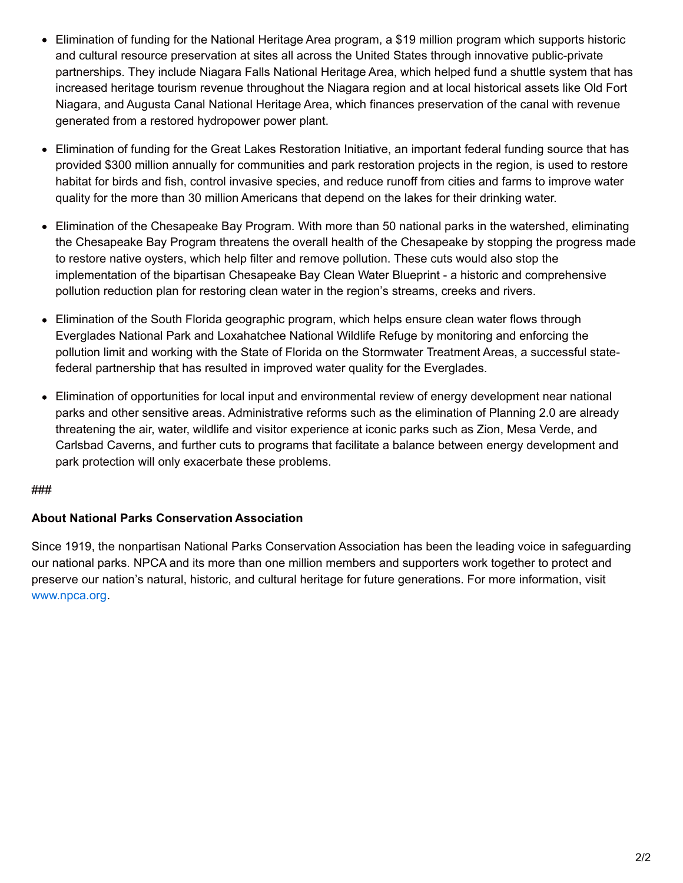- Elimination of funding for the National Heritage Area program, a $19 million program which supports historic and cultural resource preservation at sites all across the United States through innovative public-private partnerships. They include Niagara Falls National Heritage Area, which helped fund a shuttle system that has increased heritage tourism revenue throughout the Niagara region and at local historical assets like Old Fort Niagara, and Augusta Canal National Heritage Area, which finances preservation of the canal with revenue generated from a restored hydropower power plant.
- Elimination of funding for the Great Lakes Restoration Initiative, an important federal funding source that has provided $300 million annually for communities and park restoration projects in the region, is used to restore habitat for birds and fish, control invasive species, and reduce runoff from cities and farms to improve water quality for the more than 30 million Americans that depend on the lakes for their drinking water.
- Elimination of the Chesapeake Bay Program. With more than 50 national parks in the watershed, eliminating the Chesapeake Bay Program threatens the overall health of the Chesapeake by stopping the progress made to restore native oysters, which help filter and remove pollution. These cuts would also stop the implementation of the bipartisan Chesapeake Bay Clean Water Blueprint - a historic and comprehensive pollution reduction plan for restoring clean water in the region's streams, creeks and rivers.
- Elimination of the South Florida geographic program, which helps ensure clean water flows through Everglades National Park and Loxahatchee National Wildlife Refuge by monitoring and enforcing the pollution limit and working with the State of Florida on the Stormwater Treatment Areas, a successful state-federal partnership that has resulted in improved water quality for the Everglades.
- Elimination of opportunities for local input and environmental review of energy development near national parks and other sensitive areas. Administrative reforms such as the elimination of Planning 2.0 are already threatening the air, water, wildlife and visitor experience at iconic parks such as Zion, Mesa Verde, and Carlsbad Caverns, and further cuts to programs that facilitate a balance between energy development and park protection will only exacerbate these problems.

###

**About National Parks Conservation Association**

Since 1919, the nonpartisan National Parks Conservation Association has been the leading voice in safeguarding our national parks. NPCA and its more than one million members and supporters work together to protect and preserve our nation's natural, historic, and cultural heritage for future generations. For more information, visit www.npca.org.